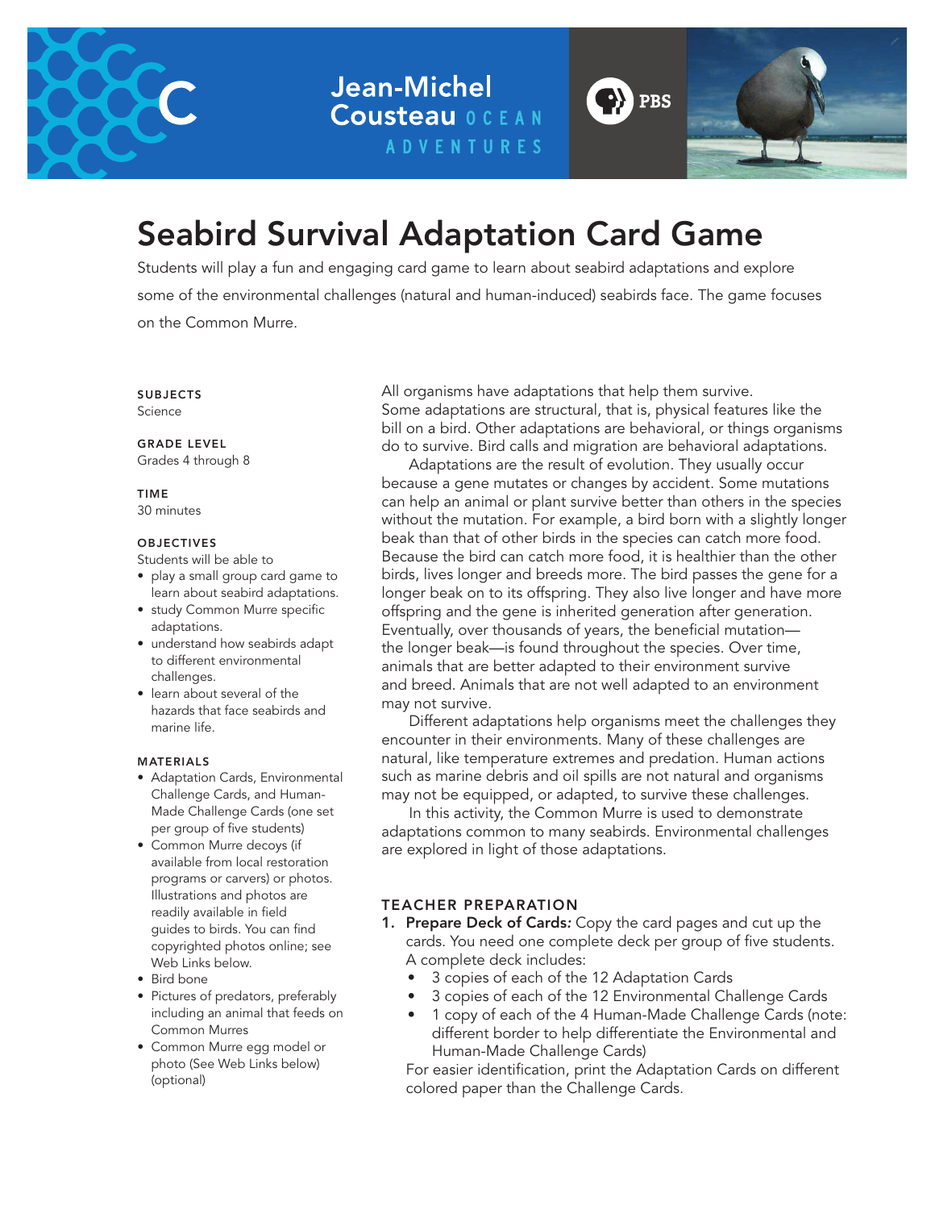Jean-Michel Cousteau OCEAN ADVENTURES

PBS

# Seabird Survival Adaptation Card Game

Students will play a fun and engaging card game to learn about seabird adaptations and explore some of the environmental challenges (natural and human-induced) seabirds face. The game focuses on the Common Murre.

**SUBJECTS**
Science

**GRADE LEVEL**
Grades 4 through 8

**TIME**
30 minutes

**OBJECTIVES**
Students will be able to

- play a small group card game to learn about seabird adaptations.
- study Common Murre specific adaptations.
- understand how seabirds adapt to different environmental challenges.
- learn about several of the hazards that face seabirds and marine life.

**MATERIALS**

- Adaptation Cards, Environmental Challenge Cards, and Human-Made Challenge Cards (one set per group of five students)
- Common Murre decoys (if available from local restoration programs or carvers) or photos. Illustrations and photos are readily available in field guides to birds. You can find copyrighted photos online; see Web Links below.
- Bird bone
- Pictures of predators, preferably including an animal that feeds on Common Murres
- Common Murre egg model or photo (See Web Links below) (optional)

All organisms have adaptations that help them survive. Some adaptations are structural, that is, physical features like the bill on a bird. Other adaptations are behavioral, or things organisms do to survive. Bird calls and migration are behavioral adaptations.

Adaptations are the result of evolution. They usually occur because a gene mutates or changes by accident. Some mutations can help an animal or plant survive better than others in the species without the mutation. For example, a bird born with a slightly longer beak than that of other birds in the species can catch more food. Because the bird can catch more food, it is healthier than the other birds, lives longer and breeds more. The bird passes the gene for a longer beak on to its offspring. They also live longer and have more offspring and the gene is inherited generation after generation. Eventually, over thousands of years, the beneficial mutation—the longer beak—is found throughout the species. Over time, animals that are better adapted to their environment survive and breed. Animals that are not well adapted to an environment may not survive.

Different adaptations help organisms meet the challenges they encounter in their environments. Many of these challenges are natural, like temperature extremes and predation. Human actions such as marine debris and oil spills are not natural and organisms may not be equipped, or adapted, to survive these challenges.

In this activity, the Common Murre is used to demonstrate adaptations common to many seabirds. Environmental challenges are explored in light of those adaptations.

## TEACHER PREPARATION

1. **Prepare Deck of Cards*:*** Copy the card pages and cut up the cards. You need one complete deck per group of five students. A complete deck includes:
   - 3 copies of each of the 12 Adaptation Cards
   - 3 copies of each of the 12 Environmental Challenge Cards
   - 1 copy of each of the 4 Human-Made Challenge Cards (note: different border to help differentiate the Environmental and Human-Made Challenge Cards)

   For easier identification, print the Adaptation Cards on different colored paper than the Challenge Cards.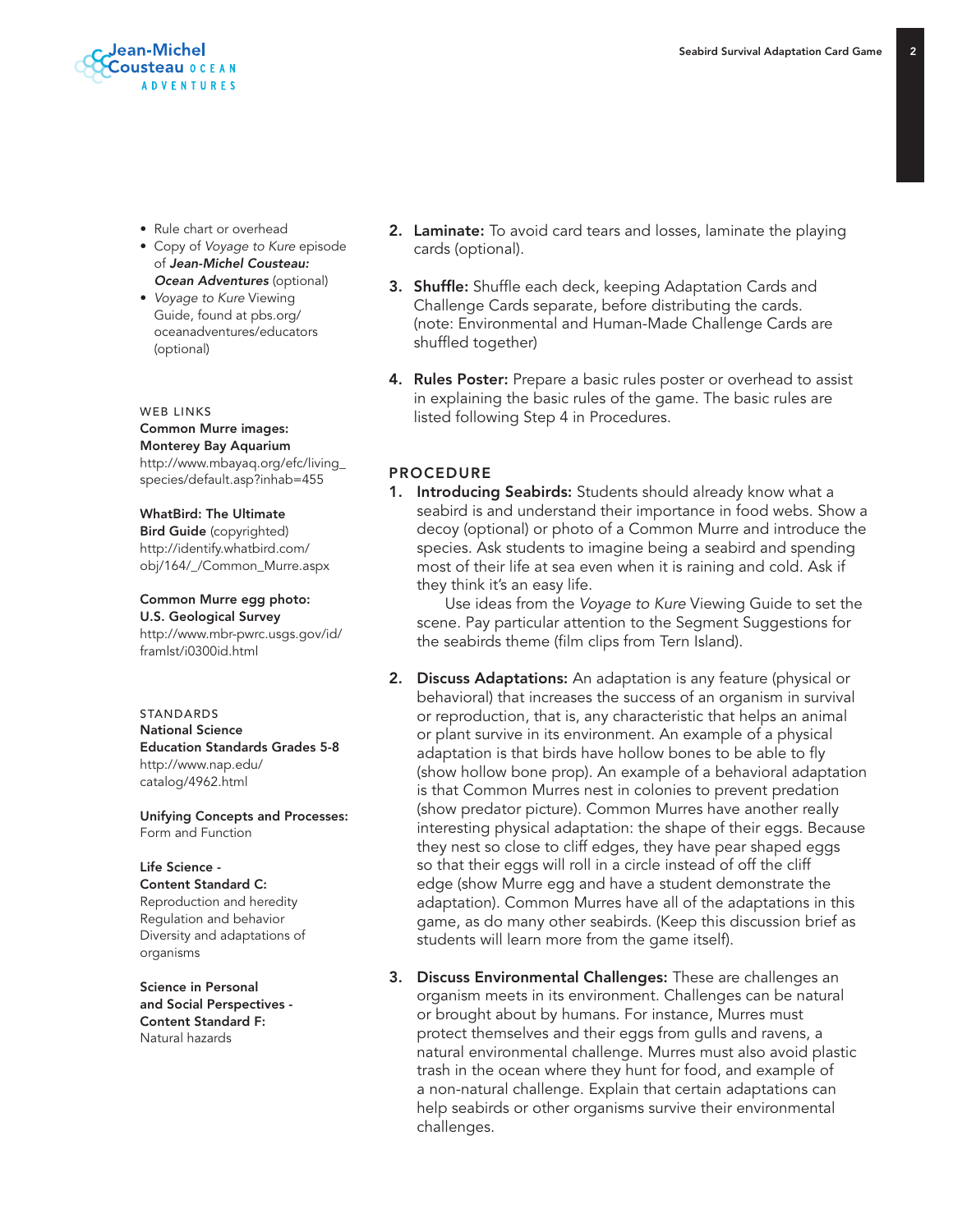- Rule chart or overhead
- Copy of *Voyage to Kure* episode of ***Jean-Michel Cousteau: Ocean Adventures*** (optional)
- *Voyage to Kure* Viewing Guide, found at pbs.org/oceanadventures/educators (optional)

WEB LINKS

**Common Murre images: Monterey Bay Aquarium**
http://www.mbayaq.org/efc/living_species/default.asp?inhab=455

**WhatBird: The Ultimate Bird Guide** (copyrighted)
http://identify.whatbird.com/obj/164/_/Common_Murre.aspx

**Common Murre egg photo: U.S. Geological Survey**
http://www.mbr-pwrc.usgs.gov/id/framlst/i0300id.html

STANDARDS

**National Science Education Standards Grades 5-8**
http://www.nap.edu/catalog/4962.html

**Unifying Concepts and Processes:**
Form and Function

**Life Science - Content Standard C:**
Reproduction and heredity
Regulation and behavior
Diversity and adaptations of organisms

**Science in Personal and Social Perspectives - Content Standard F:**
Natural hazards

2. **Laminate:** To avoid card tears and losses, laminate the playing cards (optional).

3. **Shuffle:** Shuffle each deck, keeping Adaptation Cards and Challenge Cards separate, before distributing the cards. (note: Environmental and Human-Made Challenge Cards are shuffled together)

4. **Rules Poster:** Prepare a basic rules poster or overhead to assist in explaining the basic rules of the game. The basic rules are listed following Step 4 in Procedures.

## PROCEDURE

1. **Introducing Seabirds:** Students should already know what a seabird is and understand their importance in food webs. Show a decoy (optional) or photo of a Common Murre and introduce the species. Ask students to imagine being a seabird and spending most of their life at sea even when it is raining and cold. Ask if they think it's an easy life.

   Use ideas from the *Voyage to Kure* Viewing Guide to set the scene. Pay particular attention to the Segment Suggestions for the seabirds theme (film clips from Tern Island).

2. **Discuss Adaptations:** An adaptation is any feature (physical or behavioral) that increases the success of an organism in survival or reproduction, that is, any characteristic that helps an animal or plant survive in its environment. An example of a physical adaptation is that birds have hollow bones to be able to fly (show hollow bone prop). An example of a behavioral adaptation is that Common Murres nest in colonies to prevent predation (show predator picture). Common Murres have another really interesting physical adaptation: the shape of their eggs. Because they nest so close to cliff edges, they have pear shaped eggs so that their eggs will roll in a circle instead of off the cliff edge (show Murre egg and have a student demonstrate the adaptation). Common Murres have all of the adaptations in this game, as do many other seabirds. (Keep this discussion brief as students will learn more from the game itself).

3. **Discuss Environmental Challenges:** These are challenges an organism meets in its environment. Challenges can be natural or brought about by humans. For instance, Murres must protect themselves and their eggs from gulls and ravens, a natural environmental challenge. Murres must also avoid plastic trash in the ocean where they hunt for food, and example of a non-natural challenge. Explain that certain adaptations can help seabirds or other organisms survive their environmental challenges.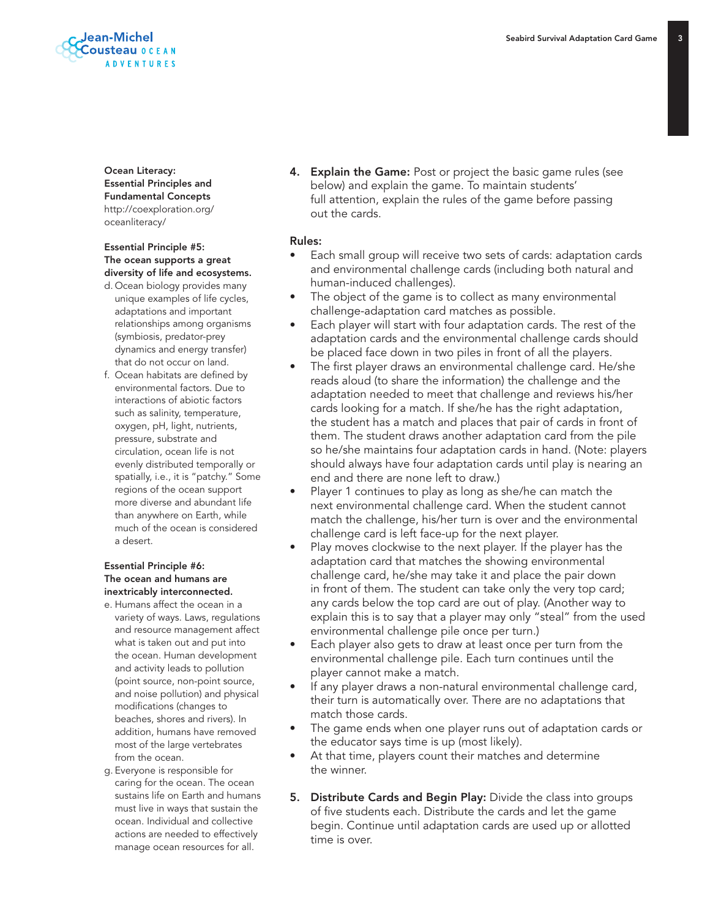**Ocean Literacy: Essential Principles and Fundamental Concepts**
http://coexploration.org/oceanliteracy/

**Essential Principle #5: The ocean supports a great diversity of life and ecosystems.**

d. Ocean biology provides many unique examples of life cycles, adaptations and important relationships among organisms (symbiosis, predator-prey dynamics and energy transfer) that do not occur on land.

f. Ocean habitats are defined by environmental factors. Due to interactions of abiotic factors such as salinity, temperature, oxygen, pH, light, nutrients, pressure, substrate and circulation, ocean life is not evenly distributed temporally or spatially, i.e., it is "patchy." Some regions of the ocean support more diverse and abundant life than anywhere on Earth, while much of the ocean is considered a desert.

**Essential Principle #6: The ocean and humans are inextricably interconnected.**

e. Humans affect the ocean in a variety of ways. Laws, regulations and resource management affect what is taken out and put into the ocean. Human development and activity leads to pollution (point source, non-point source, and noise pollution) and physical modifications (changes to beaches, shores and rivers). In addition, humans have removed most of the large vertebrates from the ocean.

g. Everyone is responsible for caring for the ocean. The ocean sustains life on Earth and humans must live in ways that sustain the ocean. Individual and collective actions are needed to effectively manage ocean resources for all.

4. **Explain the Game:** Post or project the basic game rules (see below) and explain the game. To maintain students' full attention, explain the rules of the game before passing out the cards.

**Rules:**

- Each small group will receive two sets of cards: adaptation cards and environmental challenge cards (including both natural and human-induced challenges).
- The object of the game is to collect as many environmental challenge-adaptation card matches as possible.
- Each player will start with four adaptation cards. The rest of the adaptation cards and the environmental challenge cards should be placed face down in two piles in front of all the players.
- The first player draws an environmental challenge card. He/she reads aloud (to share the information) the challenge and the adaptation needed to meet that challenge and reviews his/her cards looking for a match. If she/he has the right adaptation, the student has a match and places that pair of cards in front of them. The student draws another adaptation card from the pile so he/she maintains four adaptation cards in hand. (Note: players should always have four adaptation cards until play is nearing an end and there are none left to draw.)
- Player 1 continues to play as long as she/he can match the next environmental challenge card. When the student cannot match the challenge, his/her turn is over and the environmental challenge card is left face-up for the next player.
- Play moves clockwise to the next player. If the player has the adaptation card that matches the showing environmental challenge card, he/she may take it and place the pair down in front of them. The student can take only the very top card; any cards below the top card are out of play. (Another way to explain this is to say that a player may only "steal" from the used environmental challenge pile once per turn.)
- Each player also gets to draw at least once per turn from the environmental challenge pile. Each turn continues until the player cannot make a match.
- If any player draws a non-natural environmental challenge card, their turn is automatically over. There are no adaptations that match those cards.
- The game ends when one player runs out of adaptation cards or the educator says time is up (most likely).
- At that time, players count their matches and determine the winner.

5. **Distribute Cards and Begin Play:** Divide the class into groups of five students each. Distribute the cards and let the game begin. Continue until adaptation cards are used up or allotted time is over.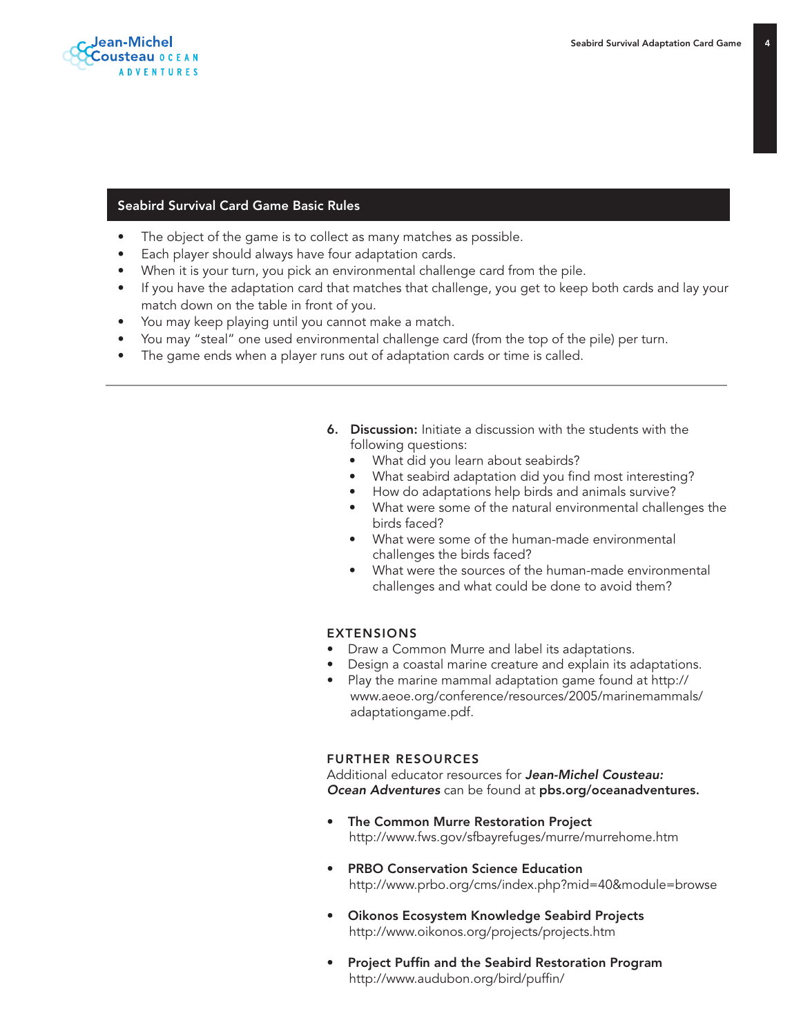## Seabird Survival Card Game Basic Rules

- The object of the game is to collect as many matches as possible.
- Each player should always have four adaptation cards.
- When it is your turn, you pick an environmental challenge card from the pile.
- If you have the adaptation card that matches that challenge, you get to keep both cards and lay your match down on the table in front of you.
- You may keep playing until you cannot make a match.
- You may "steal" one used environmental challenge card (from the top of the pile) per turn.
- The game ends when a player runs out of adaptation cards or time is called.

---

6. **Discussion:** Initiate a discussion with the students with the following questions:
   - What did you learn about seabirds?
   - What seabird adaptation did you find most interesting?
   - How do adaptations help birds and animals survive?
   - What were some of the natural environmental challenges the birds faced?
   - What were some of the human-made environmental challenges the birds faced?
   - What were the sources of the human-made environmental challenges and what could be done to avoid them?

### EXTENSIONS

- Draw a Common Murre and label its adaptations.
- Design a coastal marine creature and explain its adaptations.
- Play the marine mammal adaptation game found at http://www.aeoe.org/conference/resources/2005/marinemammals/adaptationgame.pdf.

### FURTHER RESOURCES

Additional educator resources for ***Jean-Michel Cousteau: Ocean Adventures*** can be found at **pbs.org/oceanadventures.**

- **The Common Murre Restoration Project**
  http://www.fws.gov/sfbayrefuges/murre/murrehome.htm

- **PRBO Conservation Science Education**
  http://www.prbo.org/cms/index.php?mid=40&module=browse

- **Oikonos Ecosystem Knowledge Seabird Projects**
  http://www.oikonos.org/projects/projects.htm

- **Project Puffin and the Seabird Restoration Program**
  http://www.audubon.org/bird/puffin/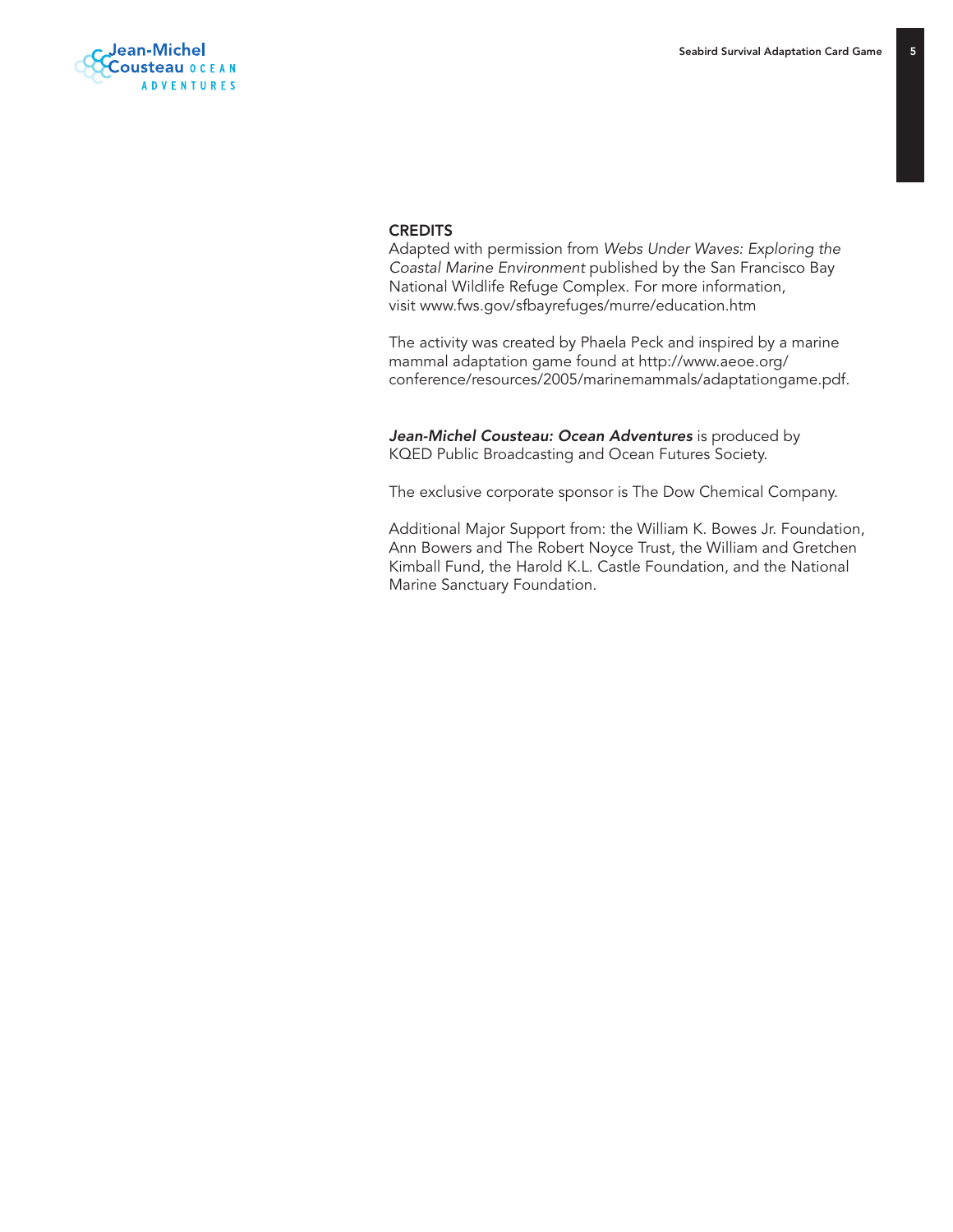## CREDITS

Adapted with permission from *Webs Under Waves: Exploring the Coastal Marine Environment* published by the San Francisco Bay National Wildlife Refuge Complex. For more information, visit www.fws.gov/sfbayrefuges/murre/education.htm

The activity was created by Phaela Peck and inspired by a marine mammal adaptation game found at http://www.aeoe.org/conference/resources/2005/marinemammals/adaptationgame.pdf.

***Jean-Michel Cousteau: Ocean Adventures*** is produced by KQED Public Broadcasting and Ocean Futures Society.

The exclusive corporate sponsor is The Dow Chemical Company.

Additional Major Support from: the William K. Bowes Jr. Foundation, Ann Bowers and The Robert Noyce Trust, the William and Gretchen Kimball Fund, the Harold K.L. Castle Foundation, and the National Marine Sanctuary Foundation.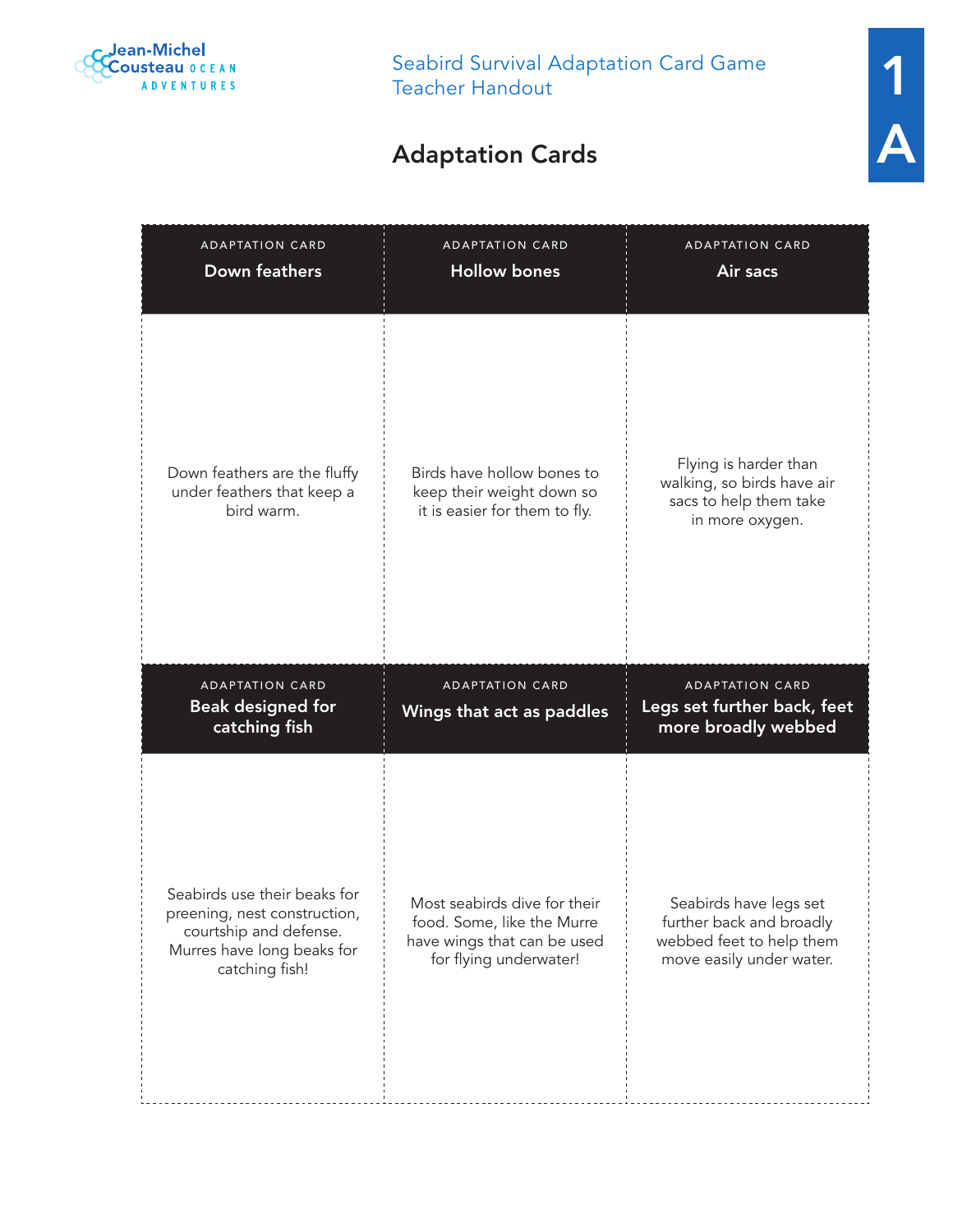Seabird Survival Adaptation Card Game
Teacher Handout

1A

## Adaptation Cards

ADAPTATION CARD

**Down feathers**

Down feathers are the fluffy under feathers that keep a bird warm.

ADAPTATION CARD

**Hollow bones**

Birds have hollow bones to keep their weight down so it is easier for them to fly.

ADAPTATION CARD

**Air sacs**

Flying is harder than walking, so birds have air sacs to help them take in more oxygen.

ADAPTATION CARD

**Beak designed for catching fish**

Seabirds use their beaks for preening, nest construction, courtship and defense. Murres have long beaks for catching fish!

ADAPTATION CARD

**Wings that act as paddles**

Most seabirds dive for their food. Some, like the Murre have wings that can be used for flying underwater!

ADAPTATION CARD

**Legs set further back, feet more broadly webbed**

Seabirds have legs set further back and broadly webbed feet to help them move easily under water.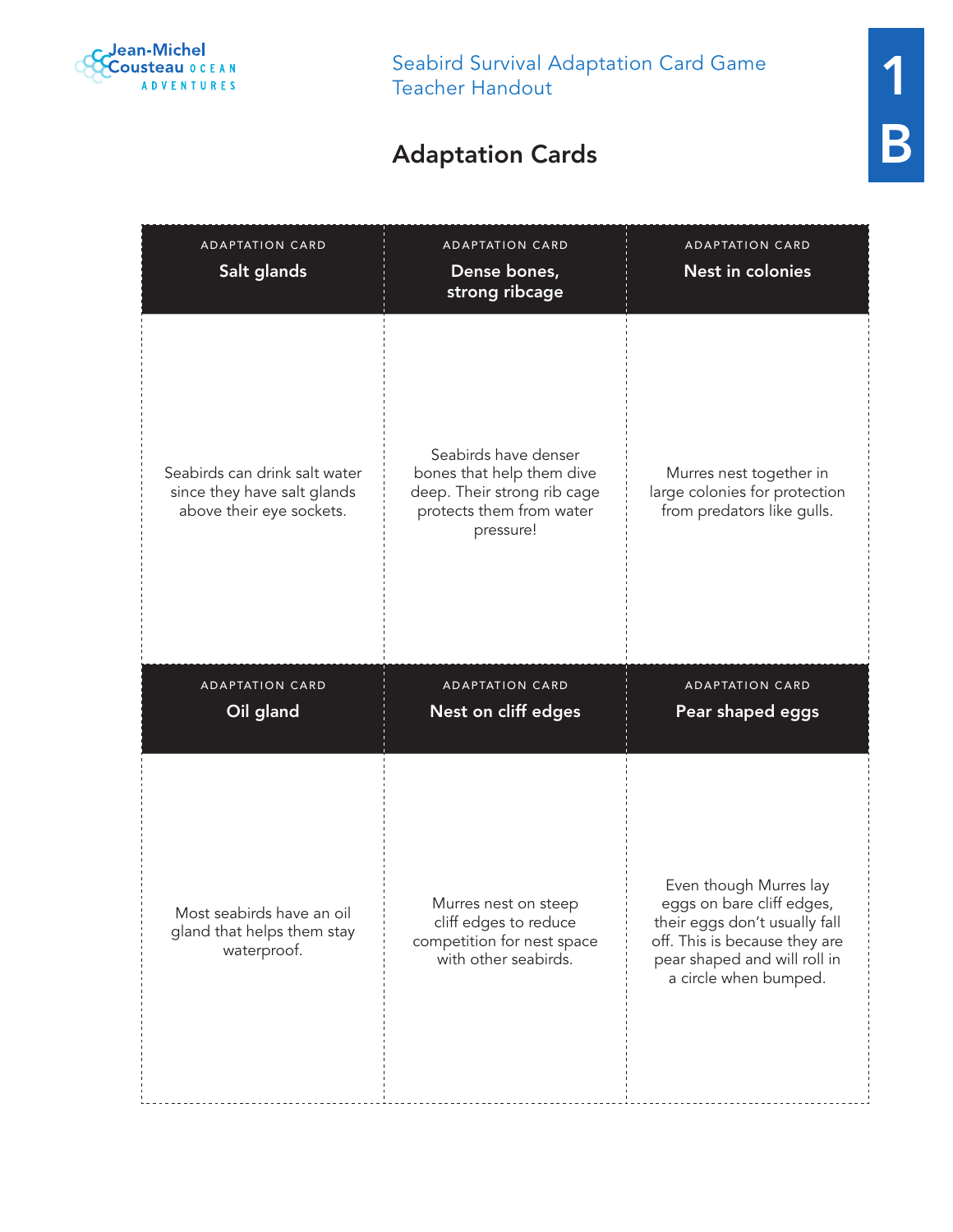# Seabird Survival Adaptation Card Game
Teacher Handout

1B

## Adaptation Cards

| ADAPTATION CARD<br>**Salt glands** | ADAPTATION CARD<br>**Dense bones, strong ribcage** | ADAPTATION CARD<br>**Nest in colonies** |
|---|---|---|
| Seabirds can drink salt water since they have salt glands above their eye sockets. | Seabirds have denser bones that help them dive deep. Their strong rib cage protects them from water pressure! | Murres nest together in large colonies for protection from predators like gulls. |
| ADAPTATION CARD<br>**Oil gland** | ADAPTATION CARD<br>**Nest on cliff edges** | ADAPTATION CARD<br>**Pear shaped eggs** |
| Most seabirds have an oil gland that helps them stay waterproof. | Murres nest on steep cliff edges to reduce competition for nest space with other seabirds. | Even though Murres lay eggs on bare cliff edges, their eggs don't usually fall off. This is because they are pear shaped and will roll in a circle when bumped. |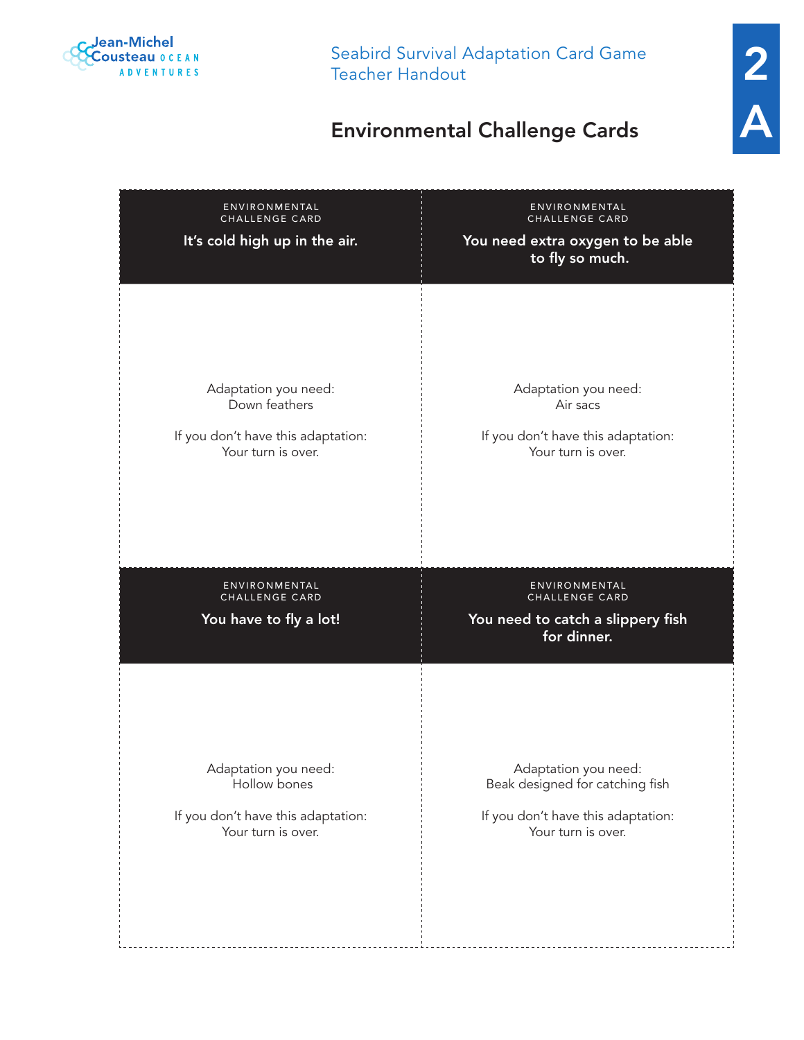Seabird Survival Adaptation Card Game
Teacher Handout

2A

## Environmental Challenge Cards

ENVIRONMENTAL CHALLENGE CARD

**It's cold high up in the air.**

Adaptation you need:
Down feathers

If you don't have this adaptation:
Your turn is over.

ENVIRONMENTAL CHALLENGE CARD

**You need extra oxygen to be able to fly so much.**

Adaptation you need:
Air sacs

If you don't have this adaptation:
Your turn is over.

ENVIRONMENTAL CHALLENGE CARD

**You have to fly a lot!**

Adaptation you need:
Hollow bones

If you don't have this adaptation:
Your turn is over.

ENVIRONMENTAL CHALLENGE CARD

**You need to catch a slippery fish for dinner.**

Adaptation you need:
Beak designed for catching fish

If you don't have this adaptation:
Your turn is over.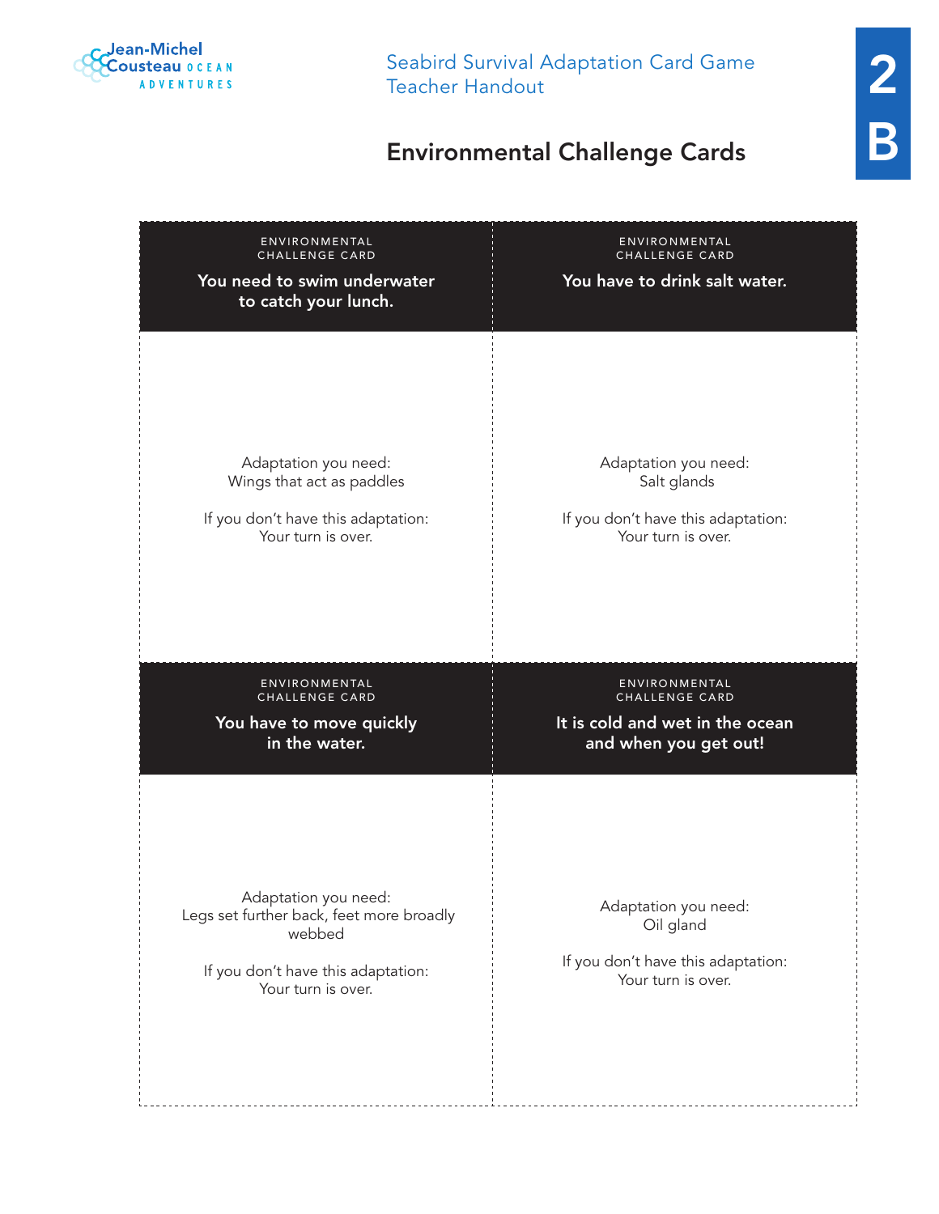Seabird Survival Adaptation Card Game
Teacher Handout

2 B

# Environmental Challenge Cards

ENVIRONMENTAL CHALLENGE CARD

**You need to swim underwater to catch your lunch.**

Adaptation you need:
Wings that act as paddles

If you don't have this adaptation:
Your turn is over.

---

ENVIRONMENTAL CHALLENGE CARD

**You have to drink salt water.**

Adaptation you need:
Salt glands

If you don't have this adaptation:
Your turn is over.

---

ENVIRONMENTAL CHALLENGE CARD

**You have to move quickly in the water.**

Adaptation you need:
Legs set further back, feet more broadly webbed

If you don't have this adaptation:
Your turn is over.

---

ENVIRONMENTAL CHALLENGE CARD

**It is cold and wet in the ocean and when you get out!**

Adaptation you need:
Oil gland

If you don't have this adaptation:
Your turn is over.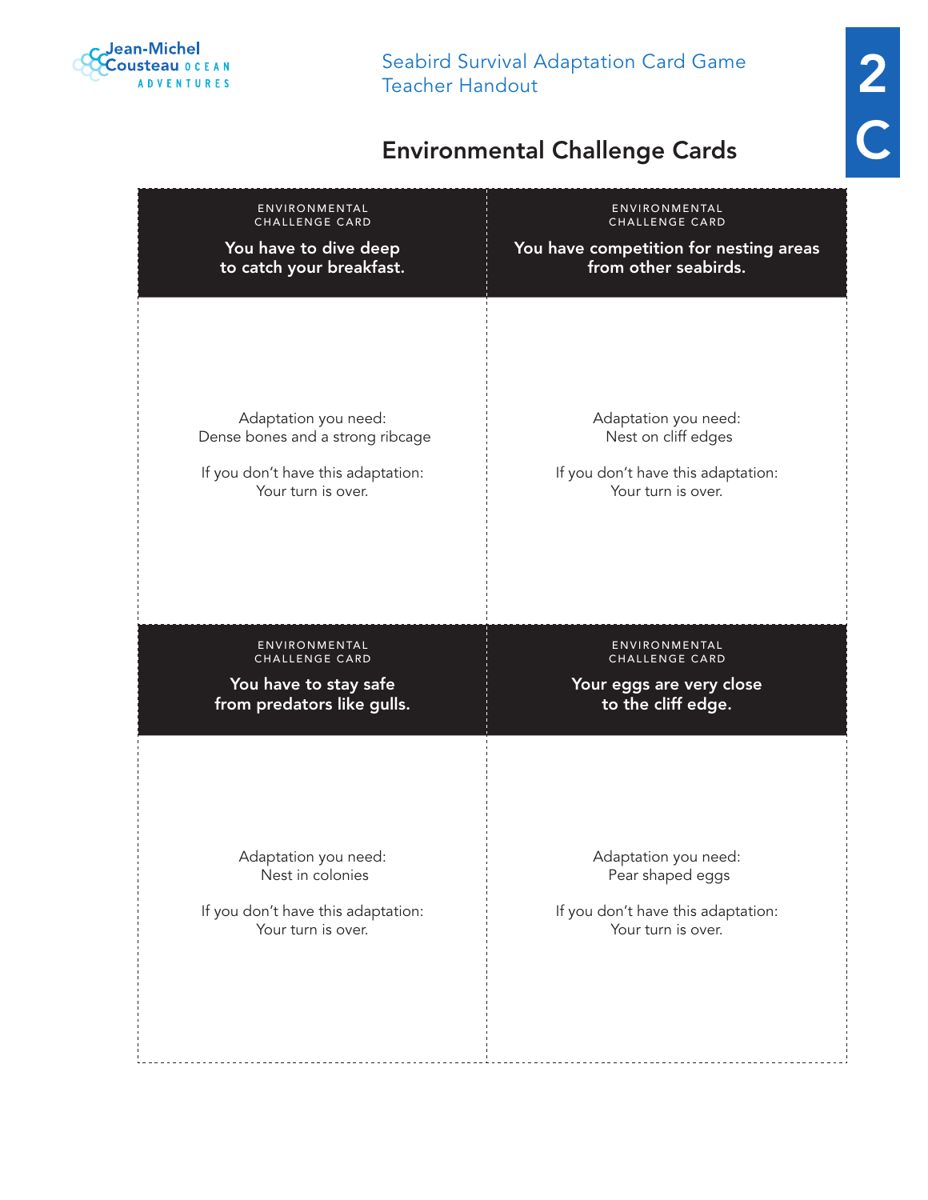# Environmental Challenge Cards

ENVIRONMENTAL CHALLENGE CARD

**You have to dive deep to catch your breakfast.**

Adaptation you need:
Dense bones and a strong ribcage

If you don't have this adaptation:
Your turn is over.

ENVIRONMENTAL CHALLENGE CARD

**You have competition for nesting areas from other seabirds.**

Adaptation you need:
Nest on cliff edges

If you don't have this adaptation:
Your turn is over.

ENVIRONMENTAL CHALLENGE CARD

**You have to stay safe from predators like gulls.**

Adaptation you need:
Nest in colonies

If you don't have this adaptation:
Your turn is over.

ENVIRONMENTAL CHALLENGE CARD

**Your eggs are very close to the cliff edge.**

Adaptation you need:
Pear shaped eggs

If you don't have this adaptation:
Your turn is over.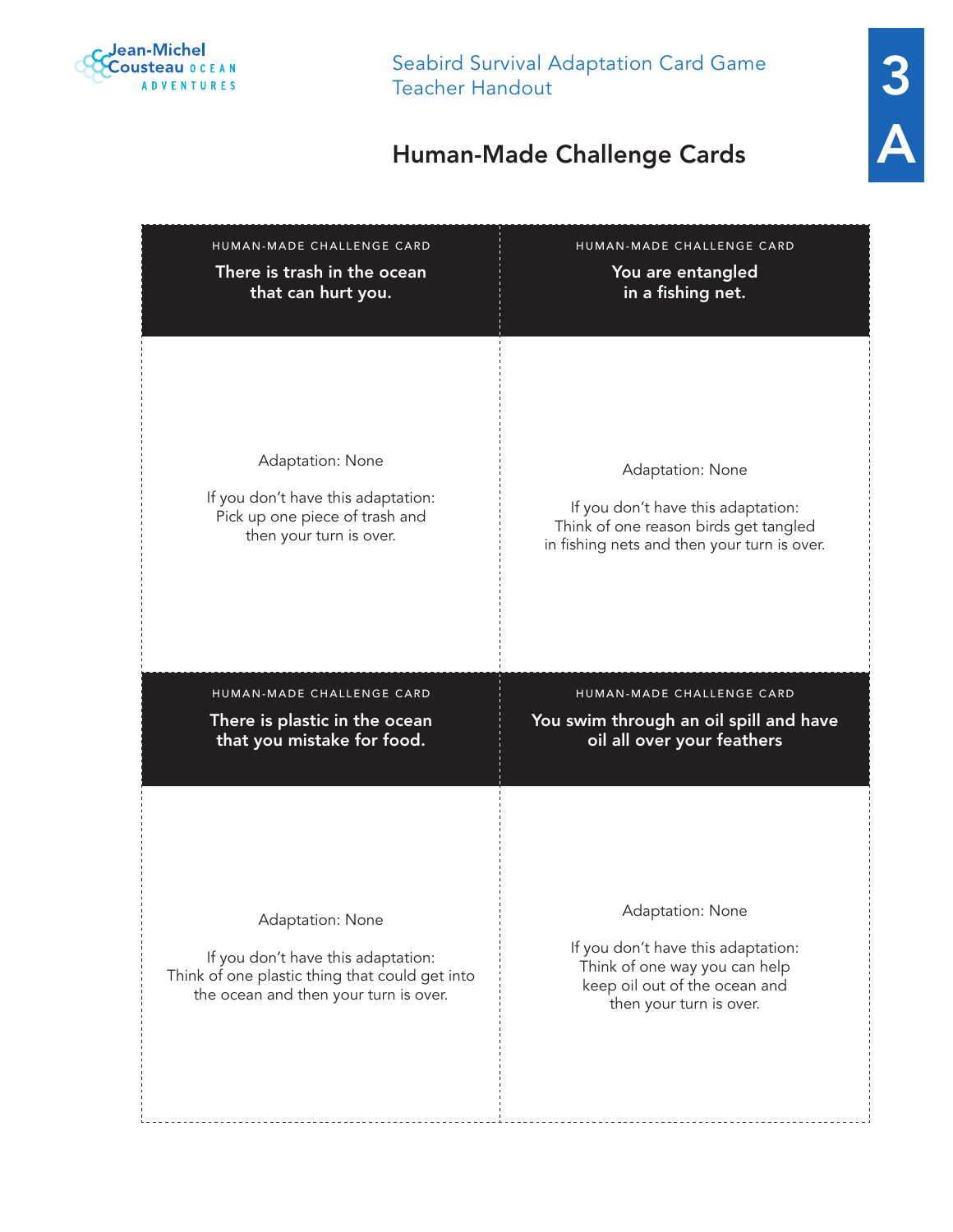Seabird Survival Adaptation Card Game
Teacher Handout

3A

## Human-Made Challenge Cards

HUMAN-MADE CHALLENGE CARD

**There is trash in the ocean that can hurt you.**

Adaptation: None

If you don't have this adaptation:
Pick up one piece of trash and then your turn is over.

HUMAN-MADE CHALLENGE CARD

**You are entangled in a fishing net.**

Adaptation: None

If you don't have this adaptation:
Think of one reason birds get tangled in fishing nets and then your turn is over.

HUMAN-MADE CHALLENGE CARD

**There is plastic in the ocean that you mistake for food.**

Adaptation: None

If you don't have this adaptation:
Think of one plastic thing that could get into the ocean and then your turn is over.

HUMAN-MADE CHALLENGE CARD

**You swim through an oil spill and have oil all over your feathers**

Adaptation: None

If you don't have this adaptation:
Think of one way you can help keep oil out of the ocean and then your turn is over.